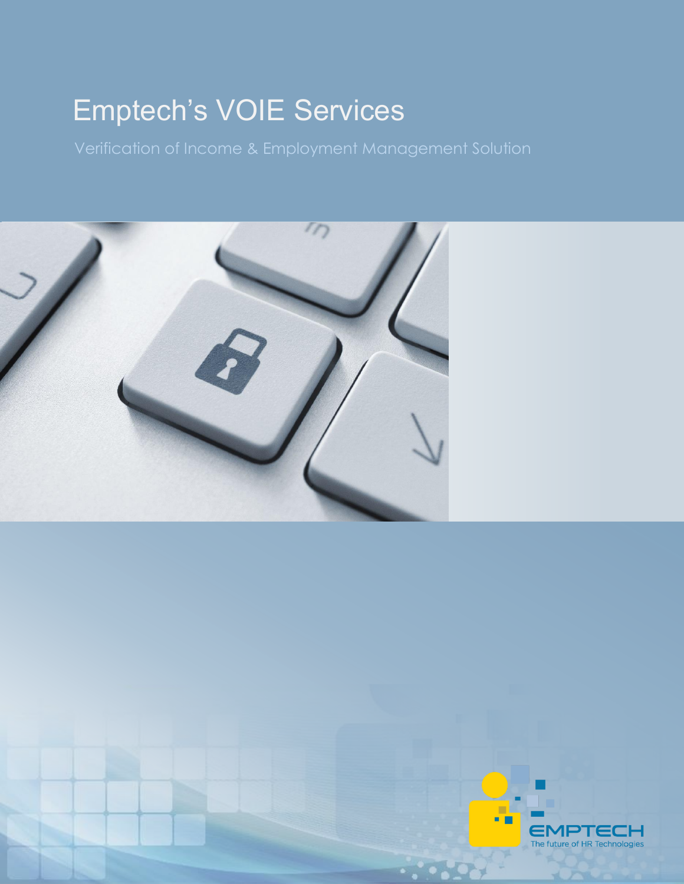# Emptech's VOIE Services

Verification of Income & Employment Management Solution

EMPTECH

The future of HR Technologies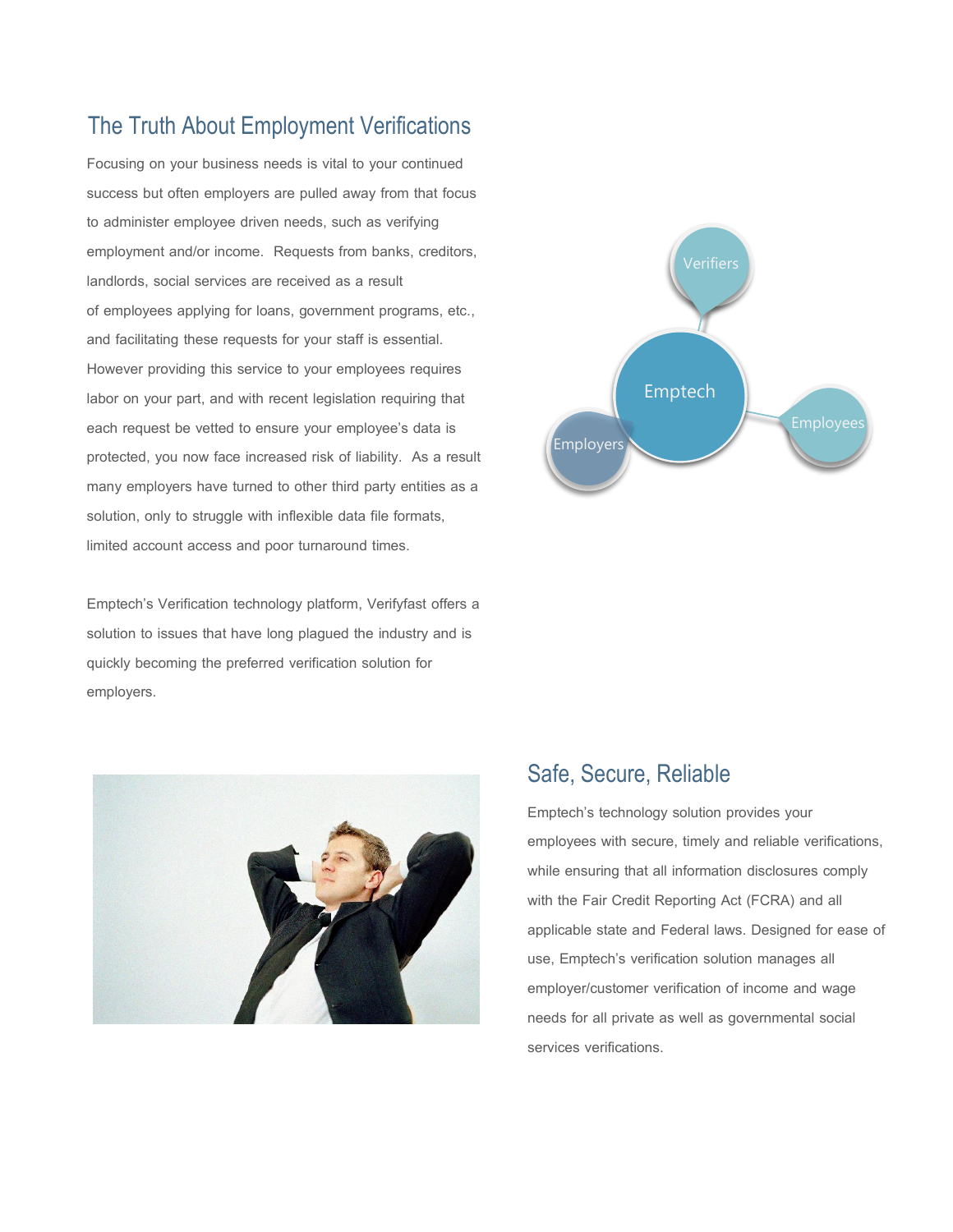## The Truth About Employment Verifications

Focusing on your business needs is vital to your continued success but often employers are pulled away from that focus to administer employee driven needs, such as verifying employment and/or income. Requests from banks, creditors, landlords, social services are received as a result of employees applying for loans, government programs, etc., and facilitating these requests for your staff is essential. However providing this service to your employees requires labor on your part, and with recent legislation requiring that each request be vetted to ensure your employee's data is protected, you now face increased risk of liability. As a result many employers have turned to other third party entities as a solution, only to struggle with inflexible data file formats, limited account access and poor turnaround times.

Emptech's Verification technology platform, Verifyfast offers a solution to issues that have long plagued the industry and is quickly becoming the preferred verification solution for employers.

## Safe, Secure, Reliable

Emptech's technology solution provides your employees with secure, timely and reliable verifications, while ensuring that all information disclosures comply with the Fair Credit Reporting Act (FCRA) and all applicable state and Federal laws. Designed for ease of use, Emptech's verification solution manages all employer/customer verification of income and wage needs for all private as well as governmental social services verifications.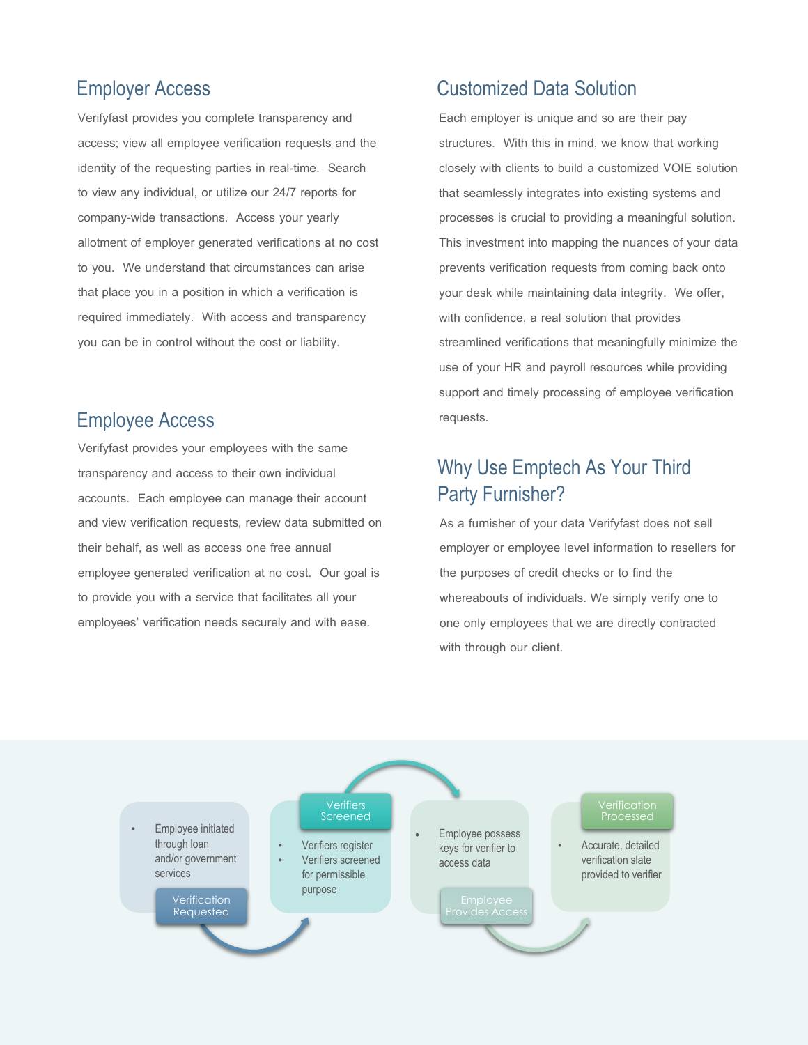## Employer Access

Verifyfast provides you complete transparency and access; view all employee verification requests and the identity of the requesting parties in real-time. Search to view any individual, or utilize our 24/7 reports for company-wide transactions. Access your yearly allotment of employer generated verifications at no cost to you. We understand that circumstances can arise that place you in a position in which a verification is required immediately. With access and transparency you can be in control without the cost or liability.

## Employee Access

Verifyfast provides your employees with the same transparency and access to their own individual accounts. Each employee can manage their account and view verification requests, review data submitted on their behalf, as well as access one free annual employee generated verification at no cost. Our goal is to provide you with a service that facilitates all your employees' verification needs securely and with ease.

## Customized Data Solution

Each employer is unique and so are their pay structures. With this in mind, we know that working closely with clients to build a customized VOIE solution that seamlessly integrates into existing systems and processes is crucial to providing a meaningful solution. This investment into mapping the nuances of your data prevents verification requests from coming back onto your desk while maintaining data integrity. We offer, with confidence, a real solution that provides streamlined verifications that meaningfully minimize the use of your HR and payroll resources while providing support and timely processing of employee verification requests.

## Why Use Emptech As Your Third Party Furnisher?

As a furnisher of your data Verifyfast does not sell employer or employee level information to resellers for the purposes of credit checks or to find the whereabouts of individuals. We simply verify one to one only employees that we are directly contracted with through our client.

**Verification Requested**

- Employee initiated through loan and/or government services

**Verifiers Screened**

- Verifiers register
- Verifiers screened for permissible purpose

**Employee Provides Access**

- Employee possess keys for verifier to access data

**Verification Processed**

- Accurate, detailed verification slate provided to verifier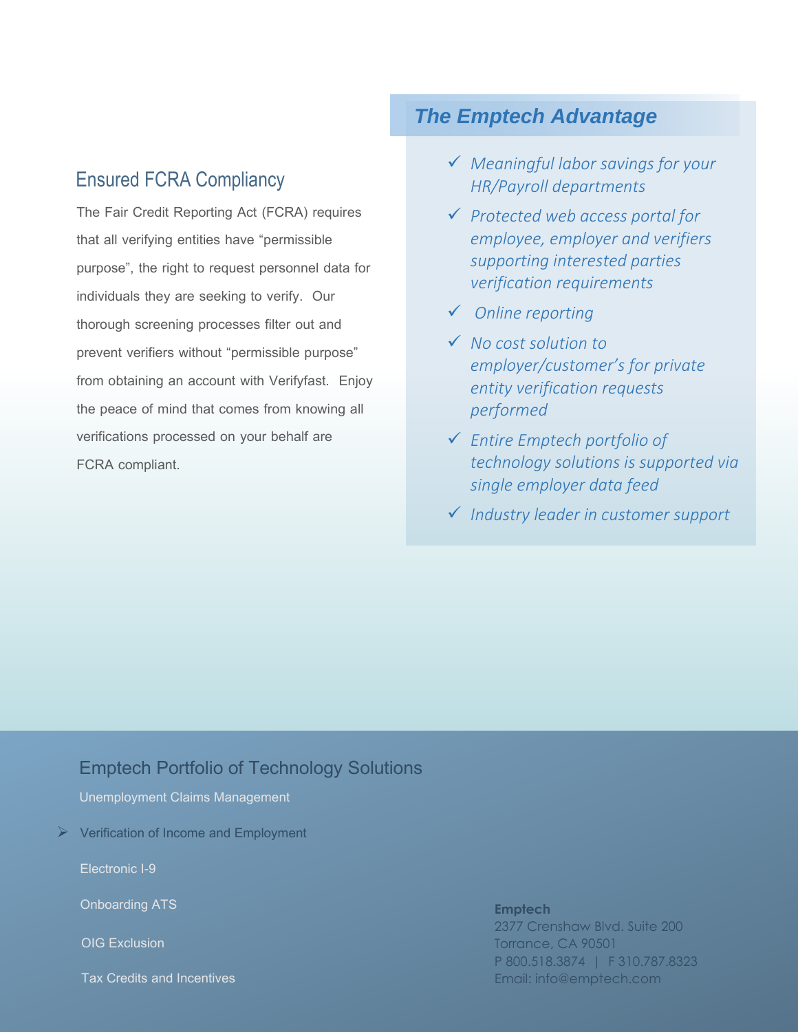## Ensured FCRA Compliancy

The Fair Credit Reporting Act (FCRA) requires that all verifying entities have "permissible purpose", the right to request personnel data for individuals they are seeking to verify. Our thorough screening processes filter out and prevent verifiers without "permissible purpose" from obtaining an account with Verifyfast. Enjoy the peace of mind that comes from knowing all verifications processed on your behalf are FCRA compliant.

## *The Emptech Advantage*

- ✓ *Meaningful labor savings for your HR/Payroll departments*
- ✓ *Protected web access portal for employee, employer and verifiers supporting interested parties verification requirements*
- ✓ *Online reporting*
- ✓ *No cost solution to employer/customer's for private entity verification requests performed*
- ✓ *Entire Emptech portfolio of technology solutions is supported via single employer data feed*
- ✓ *Industry leader in customer support*

## Emptech Portfolio of Technology Solutions

Unemployment Claims Management

➢ Verification of Income and Employment

Electronic I-9

Onboarding ATS

OIG Exclusion

Tax Credits and Incentives

**Emptech**
2377 Crenshaw Blvd. Suite 200
Torrance, CA 90501
P 800.518.3874 | F 310.787.8323
Email: info@emptech.com